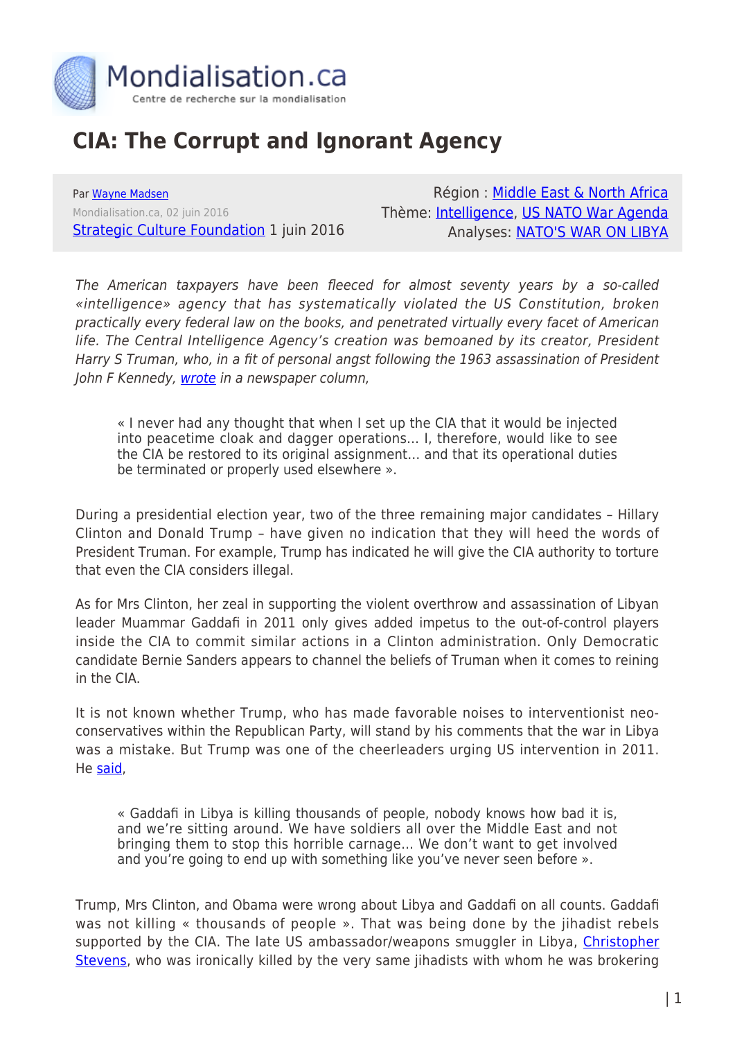Mondialisation.ca
Centre de recherche sur la mondialisation

# CIA: The Corrupt and Ignorant Agency

Par Wayne Madsen
Mondialisation.ca, 02 juin 2016
Strategic Culture Foundation 1 juin 2016

Région : Middle East & North Africa
Thème: Intelligence, US NATO War Agenda
Analyses: NATO'S WAR ON LIBYA

*The American taxpayers have been fleeced for almost seventy years by a so-called «intelligence» agency that has systematically violated the US Constitution, broken practically every federal law on the books, and penetrated virtually every facet of American life. The Central Intelligence Agency's creation was bemoaned by its creator, President Harry S Truman, who, in a fit of personal angst following the 1963 assassination of President John F Kennedy, wrote in a newspaper column,*

> « I never had any thought that when I set up the CIA that it would be injected into peacetime cloak and dagger operations… I, therefore, would like to see the CIA be restored to its original assignment… and that its operational duties be terminated or properly used elsewhere ».

During a presidential election year, two of the three remaining major candidates – Hillary Clinton and Donald Trump – have given no indication that they will heed the words of President Truman. For example, Trump has indicated he will give the CIA authority to torture that even the CIA considers illegal.

As for Mrs Clinton, her zeal in supporting the violent overthrow and assassination of Libyan leader Muammar Gaddafi in 2011 only gives added impetus to the out-of-control players inside the CIA to commit similar actions in a Clinton administration. Only Democratic candidate Bernie Sanders appears to channel the beliefs of Truman when it comes to reining in the CIA.

It is not known whether Trump, who has made favorable noises to interventionist neo-conservatives within the Republican Party, will stand by his comments that the war in Libya was a mistake. But Trump was one of the cheerleaders urging US intervention in 2011. He said,

> « Gaddafi in Libya is killing thousands of people, nobody knows how bad it is, and we're sitting around. We have soldiers all over the Middle East and not bringing them to stop this horrible carnage… We don't want to get involved and you're going to end up with something like you've never seen before ».

Trump, Mrs Clinton, and Obama were wrong about Libya and Gaddafi on all counts. Gaddafi was not killing « thousands of people ». That was being done by the jihadist rebels supported by the CIA. The late US ambassador/weapons smuggler in Libya, Christopher Stevens, who was ironically killed by the very same jihadists with whom he was brokering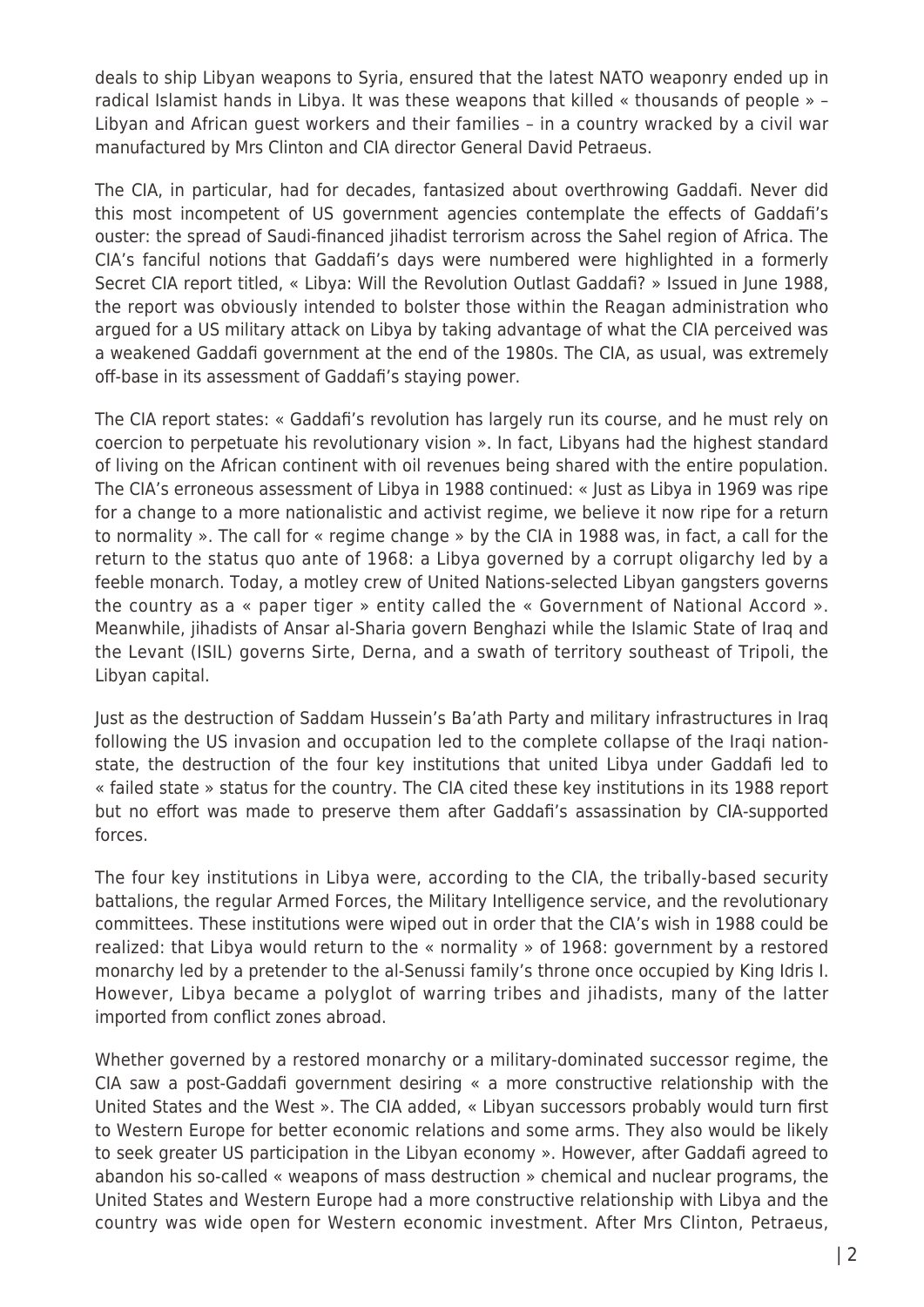deals to ship Libyan weapons to Syria, ensured that the latest NATO weaponry ended up in radical Islamist hands in Libya. It was these weapons that killed « thousands of people » – Libyan and African guest workers and their families – in a country wracked by a civil war manufactured by Mrs Clinton and CIA director General David Petraeus.

The CIA, in particular, had for decades, fantasized about overthrowing Gaddafi. Never did this most incompetent of US government agencies contemplate the effects of Gaddafi's ouster: the spread of Saudi-financed jihadist terrorism across the Sahel region of Africa. The CIA's fanciful notions that Gaddafi's days were numbered were highlighted in a formerly Secret CIA report titled, « Libya: Will the Revolution Outlast Gaddafi? » Issued in June 1988, the report was obviously intended to bolster those within the Reagan administration who argued for a US military attack on Libya by taking advantage of what the CIA perceived was a weakened Gaddafi government at the end of the 1980s. The CIA, as usual, was extremely off-base in its assessment of Gaddafi's staying power.

The CIA report states: « Gaddafi's revolution has largely run its course, and he must rely on coercion to perpetuate his revolutionary vision ». In fact, Libyans had the highest standard of living on the African continent with oil revenues being shared with the entire population. The CIA's erroneous assessment of Libya in 1988 continued: « Just as Libya in 1969 was ripe for a change to a more nationalistic and activist regime, we believe it now ripe for a return to normality ». The call for « regime change » by the CIA in 1988 was, in fact, a call for the return to the status quo ante of 1968: a Libya governed by a corrupt oligarchy led by a feeble monarch. Today, a motley crew of United Nations-selected Libyan gangsters governs the country as a « paper tiger » entity called the « Government of National Accord ». Meanwhile, jihadists of Ansar al-Sharia govern Benghazi while the Islamic State of Iraq and the Levant (ISIL) governs Sirte, Derna, and a swath of territory southeast of Tripoli, the Libyan capital.

Just as the destruction of Saddam Hussein's Ba'ath Party and military infrastructures in Iraq following the US invasion and occupation led to the complete collapse of the Iraqi nation-state, the destruction of the four key institutions that united Libya under Gaddafi led to « failed state » status for the country. The CIA cited these key institutions in its 1988 report but no effort was made to preserve them after Gaddafi's assassination by CIA-supported forces.

The four key institutions in Libya were, according to the CIA, the tribally-based security battalions, the regular Armed Forces, the Military Intelligence service, and the revolutionary committees. These institutions were wiped out in order that the CIA's wish in 1988 could be realized: that Libya would return to the « normality » of 1968: government by a restored monarchy led by a pretender to the al-Senussi family's throne once occupied by King Idris I. However, Libya became a polyglot of warring tribes and jihadists, many of the latter imported from conflict zones abroad.

Whether governed by a restored monarchy or a military-dominated successor regime, the CIA saw a post-Gaddafi government desiring « a more constructive relationship with the United States and the West ». The CIA added, « Libyan successors probably would turn first to Western Europe for better economic relations and some arms. They also would be likely to seek greater US participation in the Libyan economy ». However, after Gaddafi agreed to abandon his so-called « weapons of mass destruction » chemical and nuclear programs, the United States and Western Europe had a more constructive relationship with Libya and the country was wide open for Western economic investment. After Mrs Clinton, Petraeus,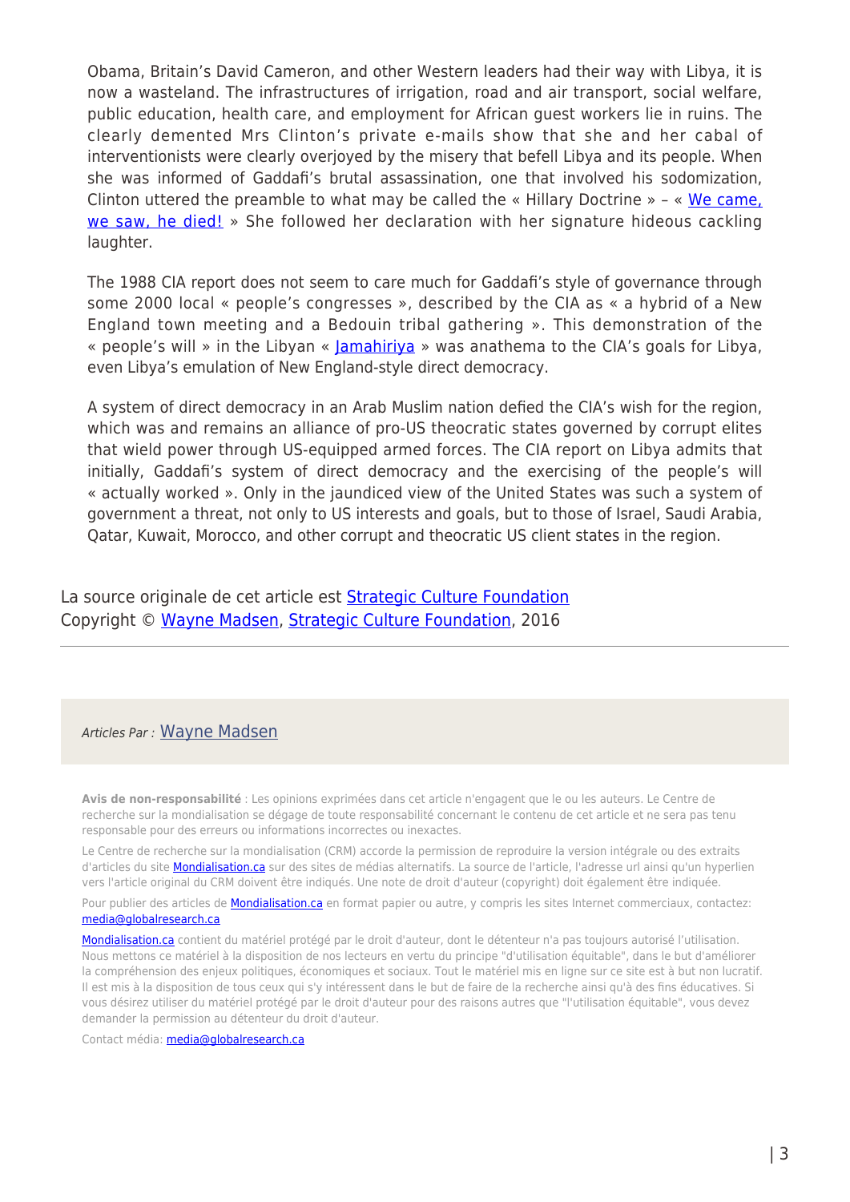Obama, Britain's David Cameron, and other Western leaders had their way with Libya, it is now a wasteland. The infrastructures of irrigation, road and air transport, social welfare, public education, health care, and employment for African guest workers lie in ruins. The clearly demented Mrs Clinton's private e-mails show that she and her cabal of interventionists were clearly overjoyed by the misery that befell Libya and its people. When she was informed of Gaddafi's brutal assassination, one that involved his sodomization, Clinton uttered the preamble to what may be called the « Hillary Doctrine » – « [We came, we saw, he died!]() » She followed her declaration with her signature hideous cackling laughter.

The 1988 CIA report does not seem to care much for Gaddafi's style of governance through some 2000 local « people's congresses », described by the CIA as « a hybrid of a New England town meeting and a Bedouin tribal gathering ». This demonstration of the « people's will » in the Libyan « [Jamahiriya]() » was anathema to the CIA's goals for Libya, even Libya's emulation of New England-style direct democracy.

A system of direct democracy in an Arab Muslim nation defied the CIA's wish for the region, which was and remains an alliance of pro-US theocratic states governed by corrupt elites that wield power through US-equipped armed forces. The CIA report on Libya admits that initially, Gaddafi's system of direct democracy and the exercising of the people's will « actually worked ». Only in the jaundiced view of the United States was such a system of government a threat, not only to US interests and goals, but to those of Israel, Saudi Arabia, Qatar, Kuwait, Morocco, and other corrupt and theocratic US client states in the region.

La source originale de cet article est Strategic Culture Foundation
Copyright © Wayne Madsen, Strategic Culture Foundation, 2016

---

*Articles Par :* Wayne Madsen

**Avis de non-responsabilité** : Les opinions exprimées dans cet article n'engagent que le ou les auteurs. Le Centre de recherche sur la mondialisation se dégage de toute responsabilité concernant le contenu de cet article et ne sera pas tenu responsable pour des erreurs ou informations incorrectes ou inexactes.

Le Centre de recherche sur la mondialisation (CRM) accorde la permission de reproduire la version intégrale ou des extraits d'articles du site Mondialisation.ca sur des sites de médias alternatifs. La source de l'article, l'adresse url ainsi qu'un hyperlien vers l'article original du CRM doivent être indiqués. Une note de droit d'auteur (copyright) doit également être indiquée.

Pour publier des articles de Mondialisation.ca en format papier ou autre, y compris les sites Internet commerciaux, contactez: media@globalresearch.ca

Mondialisation.ca contient du matériel protégé par le droit d'auteur, dont le détenteur n'a pas toujours autorisé l'utilisation. Nous mettons ce matériel à la disposition de nos lecteurs en vertu du principe "d'utilisation équitable", dans le but d'améliorer la compréhension des enjeux politiques, économiques et sociaux. Tout le matériel mis en ligne sur ce site est à but non lucratif. Il est mis à la disposition de tous ceux qui s'y intéressent dans le but de faire de la recherche ainsi qu'à des fins éducatives. Si vous désirez utiliser du matériel protégé par le droit d'auteur pour des raisons autres que "l'utilisation équitable", vous devez demander la permission au détenteur du droit d'auteur.

Contact média: media@globalresearch.ca